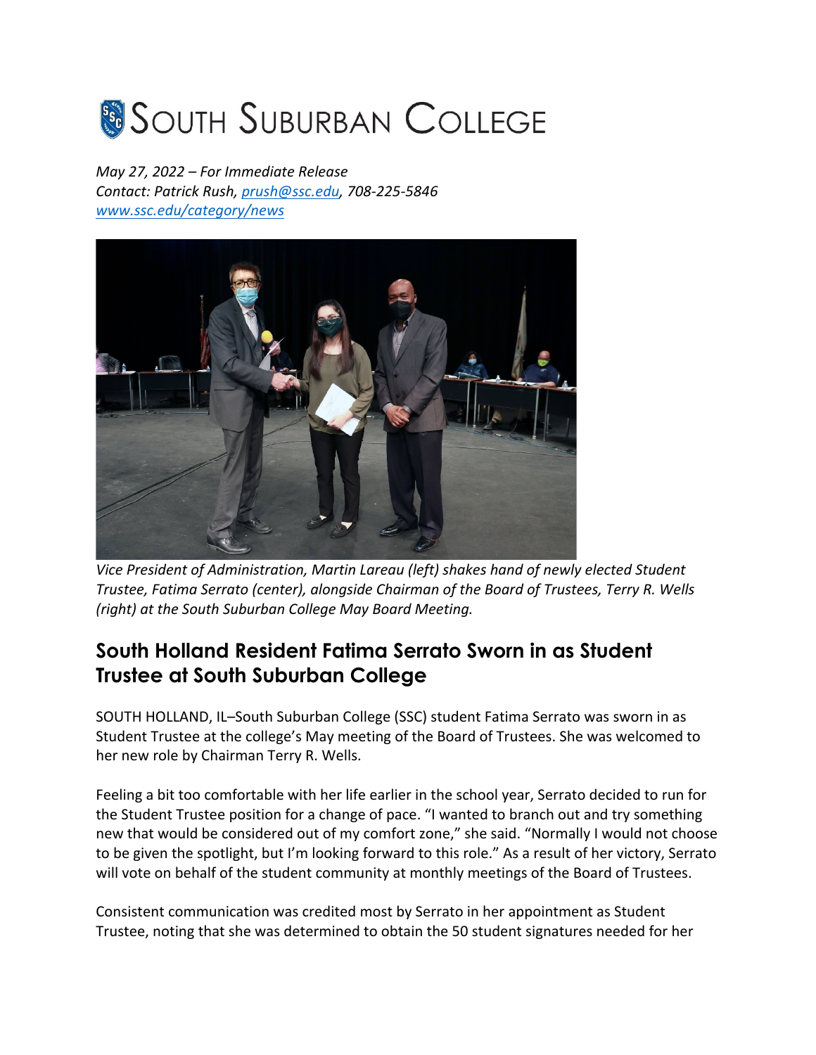# SOUTH SUBURBAN COLLEGE

*May 27, 2022 – For Immediate Release*
*Contact: Patrick Rush, prush@ssc.edu, 708-225-5846*
*www.ssc.edu/category/news*

*Vice President of Administration, Martin Lareau (left) shakes hand of newly elected Student Trustee, Fatima Serrato (center), alongside Chairman of the Board of Trustees, Terry R. Wells (right) at the South Suburban College May Board Meeting.*

## South Holland Resident Fatima Serrato Sworn in as Student Trustee at South Suburban College

SOUTH HOLLAND, IL–South Suburban College (SSC) student Fatima Serrato was sworn in as Student Trustee at the college's May meeting of the Board of Trustees. She was welcomed to her new role by Chairman Terry R. Wells.

Feeling a bit too comfortable with her life earlier in the school year, Serrato decided to run for the Student Trustee position for a change of pace. "I wanted to branch out and try something new that would be considered out of my comfort zone," she said. "Normally I would not choose to be given the spotlight, but I'm looking forward to this role." As a result of her victory, Serrato will vote on behalf of the student community at monthly meetings of the Board of Trustees.

Consistent communication was credited most by Serrato in her appointment as Student Trustee, noting that she was determined to obtain the 50 student signatures needed for her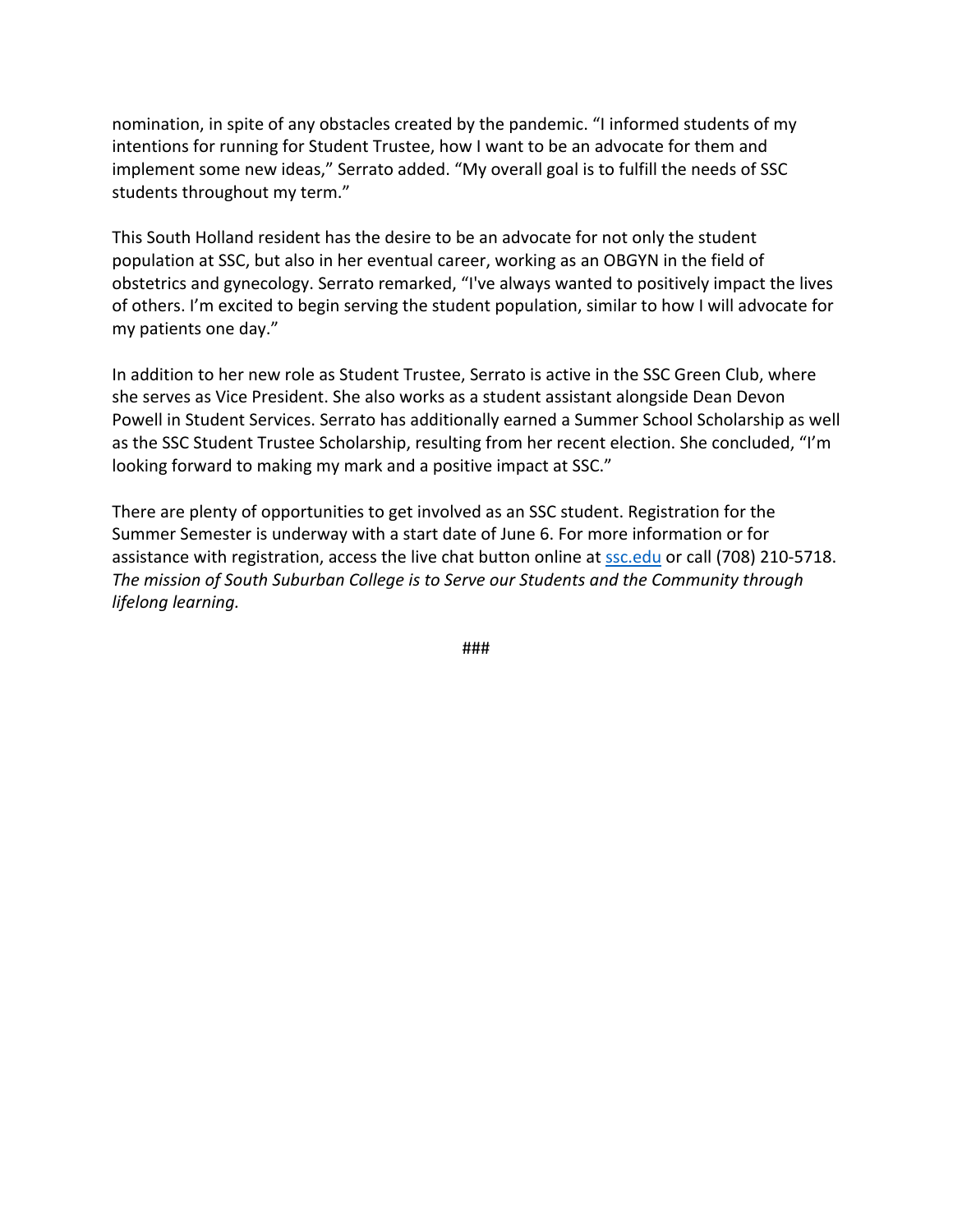nomination, in spite of any obstacles created by the pandemic. "I informed students of my intentions for running for Student Trustee, how I want to be an advocate for them and implement some new ideas," Serrato added. "My overall goal is to fulfill the needs of SSC students throughout my term."

This South Holland resident has the desire to be an advocate for not only the student population at SSC, but also in her eventual career, working as an OBGYN in the field of obstetrics and gynecology. Serrato remarked, "I've always wanted to positively impact the lives of others. I'm excited to begin serving the student population, similar to how I will advocate for my patients one day."

In addition to her new role as Student Trustee, Serrato is active in the SSC Green Club, where she serves as Vice President. She also works as a student assistant alongside Dean Devon Powell in Student Services. Serrato has additionally earned a Summer School Scholarship as well as the SSC Student Trustee Scholarship, resulting from her recent election. She concluded, "I'm looking forward to making my mark and a positive impact at SSC."

There are plenty of opportunities to get involved as an SSC student. Registration for the Summer Semester is underway with a start date of June 6. For more information or for assistance with registration, access the live chat button online at [ssc.edu](ssc.edu) or call (708) 210-5718. *The mission of South Suburban College is to Serve our Students and the Community through lifelong learning.*

###